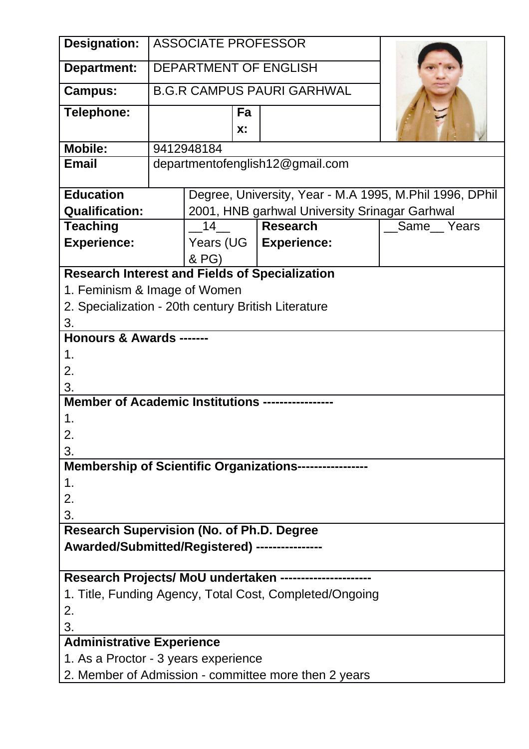| | | | | |
|---|---|---|---|---|
| **Designation:** | ASSOCIATE PROFESSOR | | | |
| **Department:** | DEPARTMENT OF ENGLISH | | | |
| **Campus:** | B.G.R CAMPUS PAURI GARHWAL | | | |
| **Telephone:** | | **Fax:** | | |
| **Mobile:** | 9412948184 | | | |
| **Email** | departmentofenglish12@gmail.com | | | |

| | |
|---|---|
| **Education Qualification:** | Degree, University, Year - M.A 1995, M.Phil 1996, DPhil 2001, HNB garhwal University Srinagar Garhwal |

| | | | |
|---|---|---|---|
| **Teaching Experience:** | __14__ Years (UG & PG) | **Research Experience:** | __Same__ Years |

**Research Interest and Fields of Specialization**

1. Feminism & Image of Women
2. Specialization - 20th century British Literature
3.

**Honours & Awards -------**

1.
2.
3.

**Member of Academic Institutions -----------------**

1.
2.
3.

**Membership of Scientific Organizations-----------------**

1.
2.
3.

**Research Supervision (No. of Ph.D. Degree Awarded/Submitted/Registered) ----------------**

**Research Projects/ MoU undertaken ----------------------**

1. Title, Funding Agency, Total Cost, Completed/Ongoing
2.
3.

**Administrative Experience**

1. As a Proctor - 3 years experience
2. Member of Admission - committee more then 2 years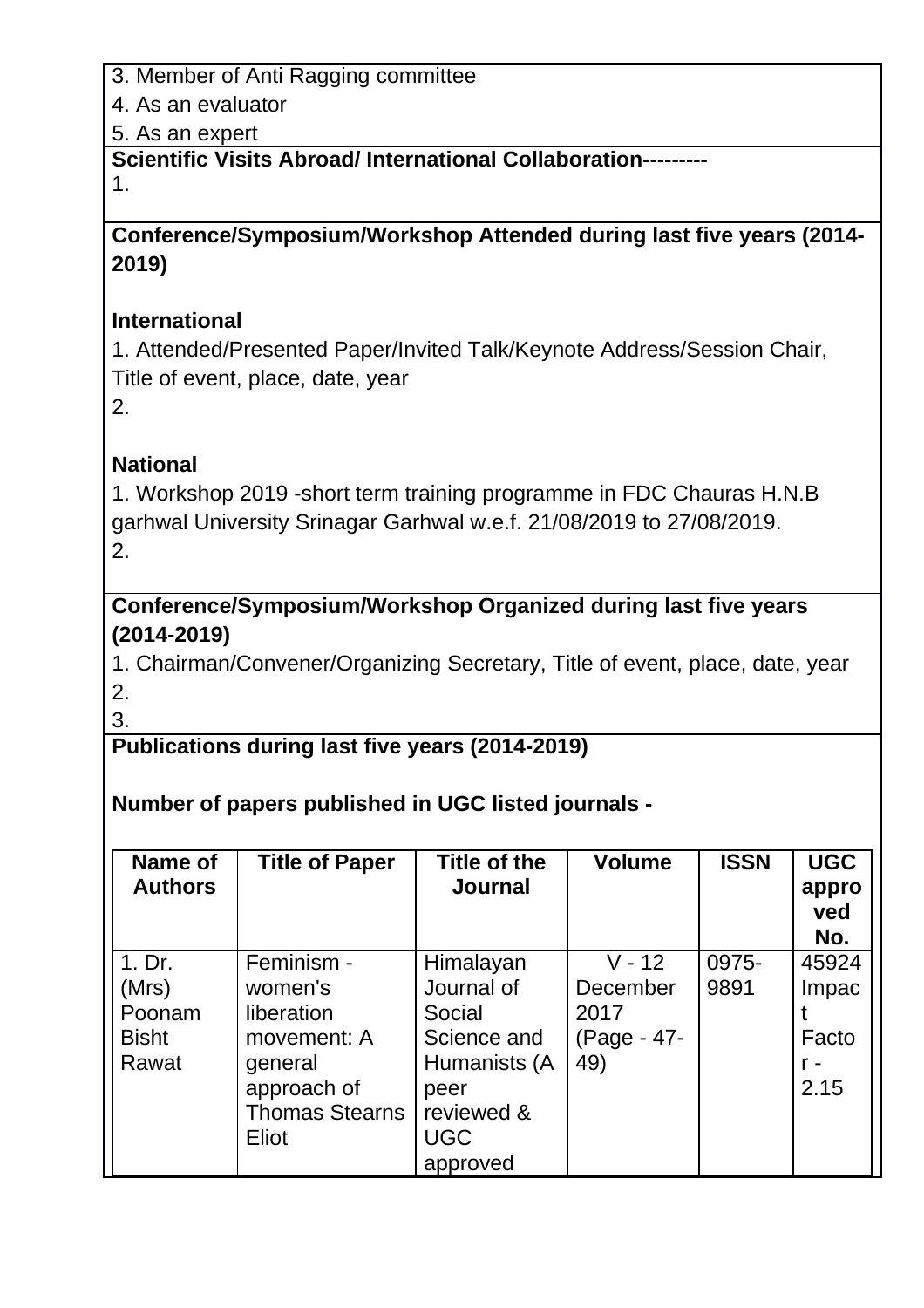3. Member of Anti Ragging committee
4. As an evaluator
5. As an expert

**Scientific Visits Abroad/ International Collaboration---------**

1.

**Conference/Symposium/Workshop Attended during last five years (2014-2019)**

**International**

1. Attended/Presented Paper/Invited Talk/Keynote Address/Session Chair, Title of event, place, date, year
2.

**National**

1. Workshop 2019 -short term training programme in FDC Chauras H.N.B garhwal University Srinagar Garhwal w.e.f. 21/08/2019 to 27/08/2019.
2.

**Conference/Symposium/Workshop Organized during last five years (2014-2019)**

1. Chairman/Convener/Organizing Secretary, Title of event, place, date, year
2.
3.

**Publications during last five years (2014-2019)**

**Number of papers published in UGC listed journals -**

| Name of Authors | Title of Paper | Title of the Journal | Volume | ISSN | UGC approved No. |
|---|---|---|---|---|---|
| 1. Dr. (Mrs) Poonam Bisht Rawat | Feminism - women's liberation movement: A general approach of Thomas Stearns Eliot | Himalayan Journal of Social Science and Humanists (A peer reviewed & UGC approved | V - 12 December 2017 (Page - 47-49) | 0975-9891 | 45924 Impact Factor - 2.15 |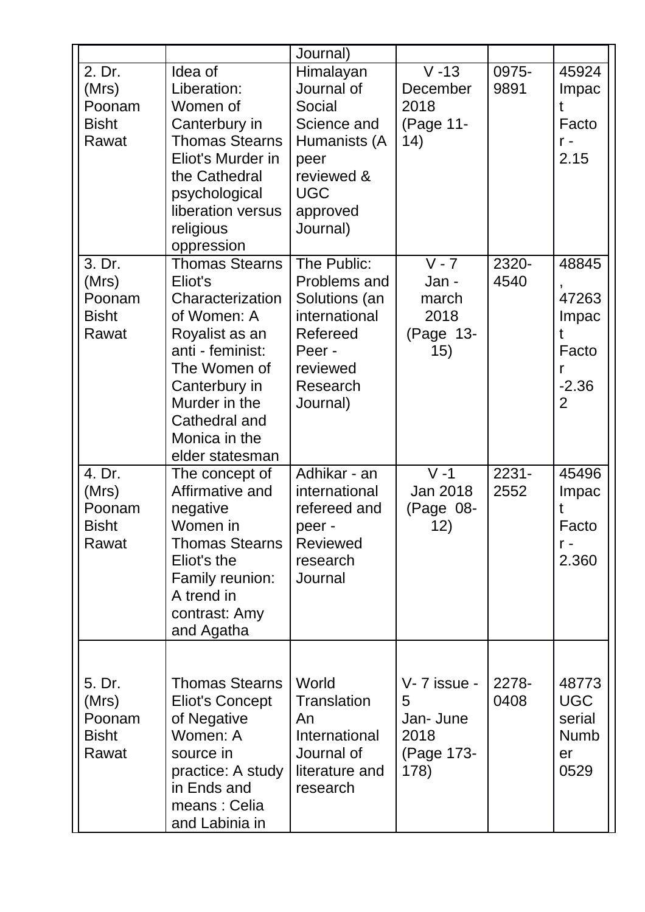| | | Journal) | | | |
|---|---|---|---|---|---|
| 2. Dr. (Mrs) Poonam Bisht Rawat | Idea of Liberation: Women of Canterbury in Thomas Stearns Eliot's Murder in the Cathedral psychological liberation versus religious oppression | Himalayan Journal of Social Science and Humanists (A peer reviewed & UGC approved Journal) | V -13 December 2018 (Page 11-14) | 0975-9891 | 45924 Impact Factor - 2.15 |
| 3. Dr. (Mrs) Poonam Bisht Rawat | Thomas Stearns Eliot's Characterization of Women: A Royalist as an anti - feminist: The Women of Canterbury in Murder in the Cathedral and Monica in the elder statesman | The Public: Problems and Solutions (an international Refereed Peer - reviewed Research Journal) | V - 7 Jan - march 2018 (Page 13-15) | 2320-4540 | 48845, 47263 Impact Factor -2.362 |
| 4. Dr. (Mrs) Poonam Bisht Rawat | The concept of Affirmative and negative Women in Thomas Stearns Eliot's the Family reunion: A trend in contrast: Amy and Agatha | Adhikar - an international refereed and peer - Reviewed research Journal | V -1 Jan 2018 (Page 08-12) | 2231-2552 | 45496 Impact Factor - 2.360 |
| 5. Dr. (Mrs) Poonam Bisht Rawat | Thomas Stearns Eliot's Concept of Negative Women: A source in practice: A study in Ends and means : Celia and Labinia in | World Translation An International Journal of literature and research | V- 7 issue - 5 Jan- June 2018 (Page 173-178) | 2278-0408 | 48773 UGC serial Number 0529 |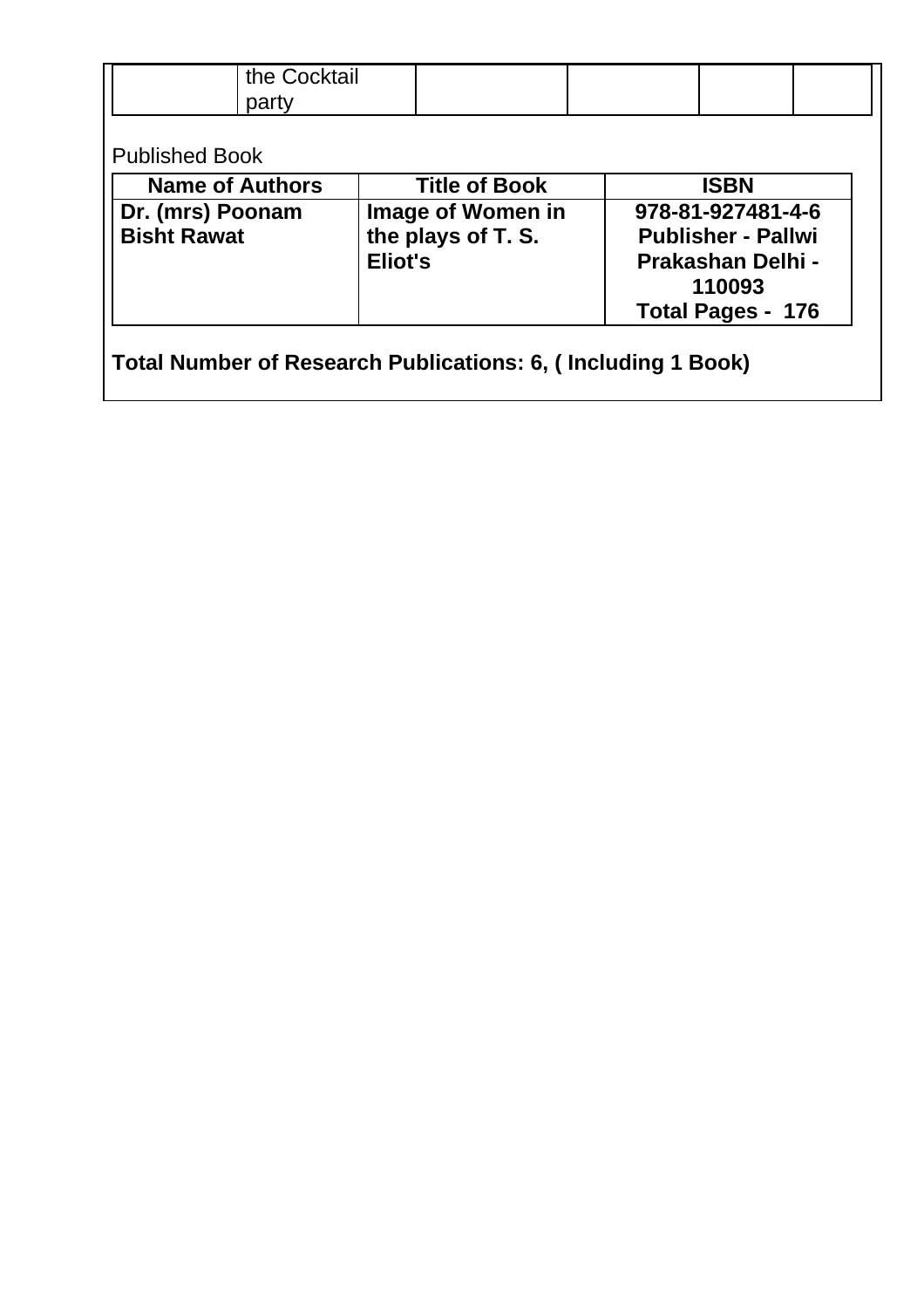| | | | | | |
|---|---|---|---|---|---|
| | the Cocktail party | | | | |

Published Book

| Name of Authors | Title of Book | ISBN |
|---|---|---|
| **Dr. (mrs) Poonam Bisht Rawat** | **Image of Women in the plays of T. S. Eliot's** | **978-81-927481-4-6 Publisher - Pallwi Prakashan Delhi - 110093 Total Pages - 176** |

**Total Number of Research Publications: 6, ( Including 1 Book)**